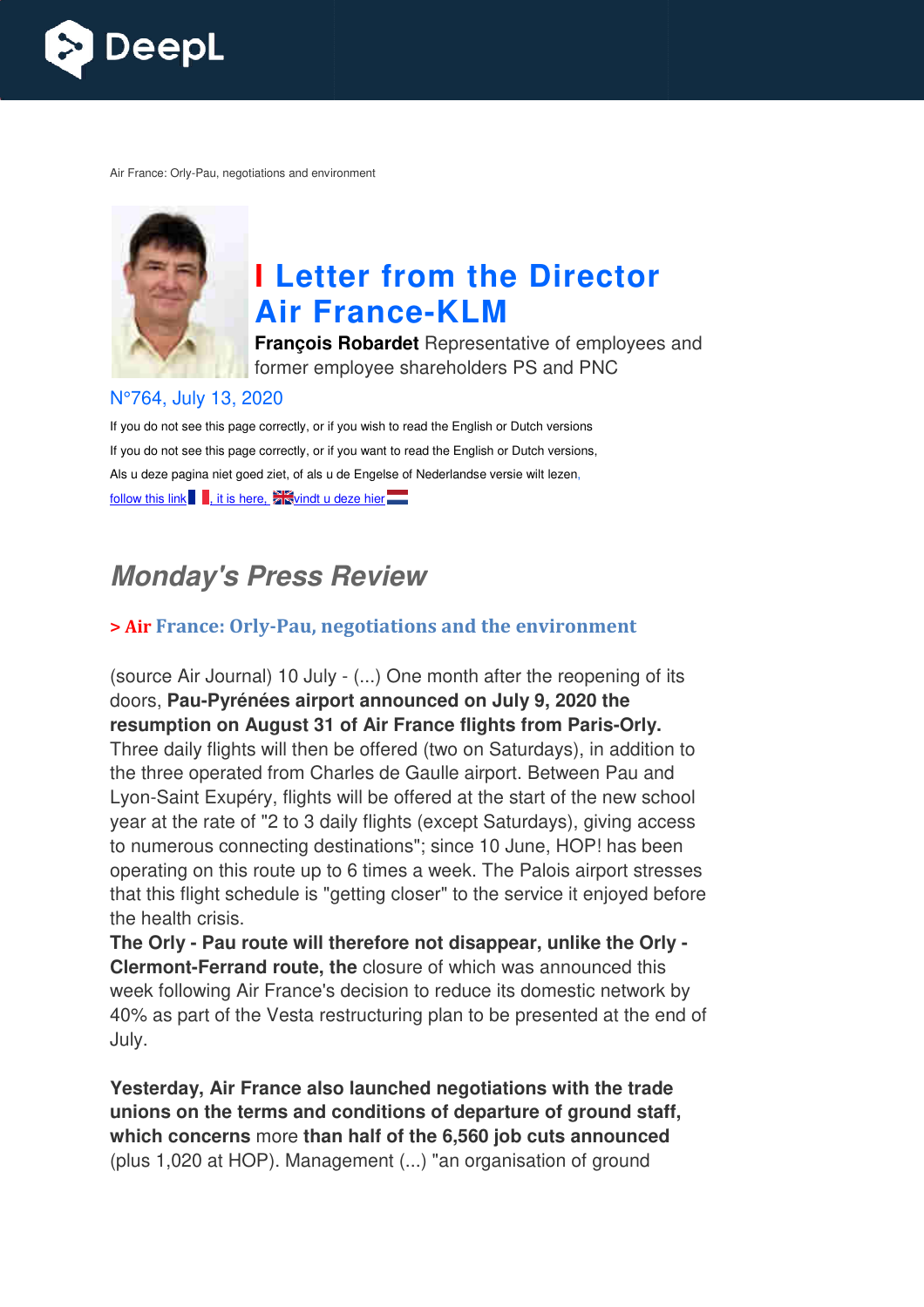Air France: Orly-Pau, negotiations and environment

# I Letter from the Director Air France-KLM

**François Robardet** Representative of employees and former employee shareholders PS and PNC

N°764, July 13, 2020

If you do not see this page correctly, or if you wish to read the English or Dutch versions

If you do not see this page correctly, or if you want to read the English or Dutch versions,

Als u deze pagina niet goed ziet, of als u de Engelse of Nederlandse versie wilt lezen,

follow this link, it is here, vindt u deze hier

## *Monday's Press Review*

### > Air France: Orly-Pau, negotiations and the environment

(source Air Journal) 10 July - (...) One month after the reopening of its doors, **Pau-Pyrénées airport announced on July 9, 2020 the resumption on August 31 of Air France flights from Paris-Orly.** Three daily flights will then be offered (two on Saturdays), in addition to the three operated from Charles de Gaulle airport. Between Pau and Lyon-Saint Exupéry, flights will be offered at the start of the new school year at the rate of "2 to 3 daily flights (except Saturdays), giving access to numerous connecting destinations"; since 10 June, HOP! has been operating on this route up to 6 times a week. The Palois airport stresses that this flight schedule is "getting closer" to the service it enjoyed before the health crisis.

**The Orly - Pau route will therefore not disappear, unlike the Orly - Clermont-Ferrand route, the** closure of which was announced this week following Air France's decision to reduce its domestic network by 40% as part of the Vesta restructuring plan to be presented at the end of July.

**Yesterday, Air France also launched negotiations with the trade unions on the terms and conditions of departure of ground staff, which concerns** more **than half of the 6,560 job cuts announced** (plus 1,020 at HOP). Management (...) "an organisation of ground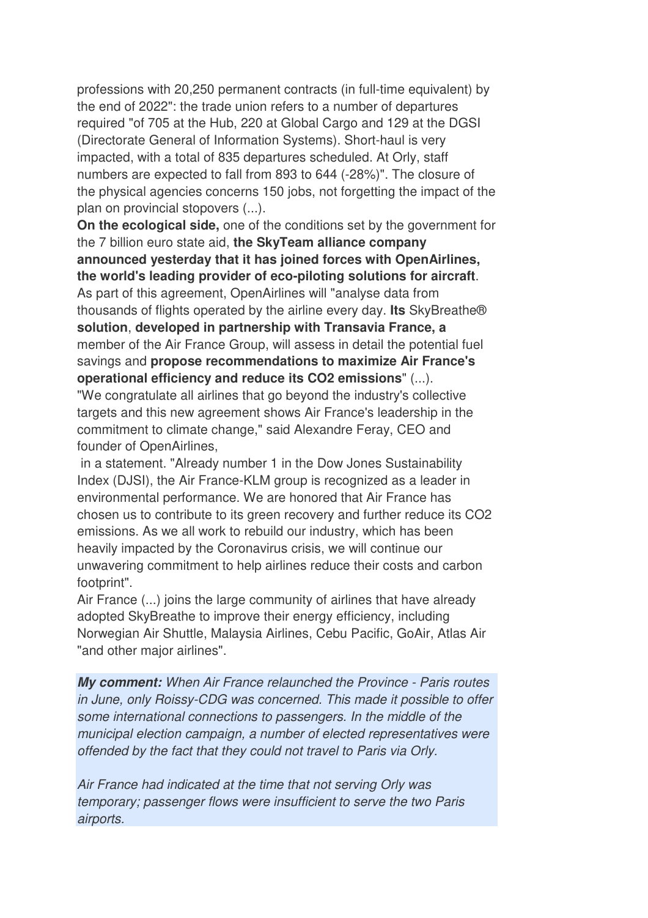professions with 20,250 permanent contracts (in full-time equivalent) by the end of 2022": the trade union refers to a number of departures required "of 705 at the Hub, 220 at Global Cargo and 129 at the DGSI (Directorate General of Information Systems). Short-haul is very impacted, with a total of 835 departures scheduled. At Orly, staff numbers are expected to fall from 893 to 644 (-28%)". The closure of the physical agencies concerns 150 jobs, not forgetting the impact of the plan on provincial stopovers (...).

**On the ecological side,** one of the conditions set by the government for the 7 billion euro state aid, **the SkyTeam alliance company announced yesterday that it has joined forces with OpenAirlines, the world's leading provider of eco-piloting solutions for aircraft**. As part of this agreement, OpenAirlines will "analyse data from thousands of flights operated by the airline every day. **Its** SkyBreathe® **solution**, **developed in partnership with Transavia France, a** member of the Air France Group, will assess in detail the potential fuel savings and **propose recommendations to maximize Air France's operational efficiency and reduce its CO2 emissions**" (...).

"We congratulate all airlines that go beyond the industry's collective targets and this new agreement shows Air France's leadership in the commitment to climate change," said Alexandre Feray, CEO and founder of OpenAirlines,

in a statement. "Already number 1 in the Dow Jones Sustainability Index (DJSI), the Air France-KLM group is recognized as a leader in environmental performance. We are honored that Air France has chosen us to contribute to its green recovery and further reduce its CO2 emissions. As we all work to rebuild our industry, which has been heavily impacted by the Coronavirus crisis, we will continue our unwavering commitment to help airlines reduce their costs and carbon footprint".

Air France (...) joins the large community of airlines that have already adopted SkyBreathe to improve their energy efficiency, including Norwegian Air Shuttle, Malaysia Airlines, Cebu Pacific, GoAir, Atlas Air "and other major airlines".

***My comment:*** *When Air France relaunched the Province - Paris routes in June, only Roissy-CDG was concerned. This made it possible to offer some international connections to passengers. In the middle of the municipal election campaign, a number of elected representatives were offended by the fact that they could not travel to Paris via Orly.*

*Air France had indicated at the time that not serving Orly was temporary; passenger flows were insufficient to serve the two Paris airports.*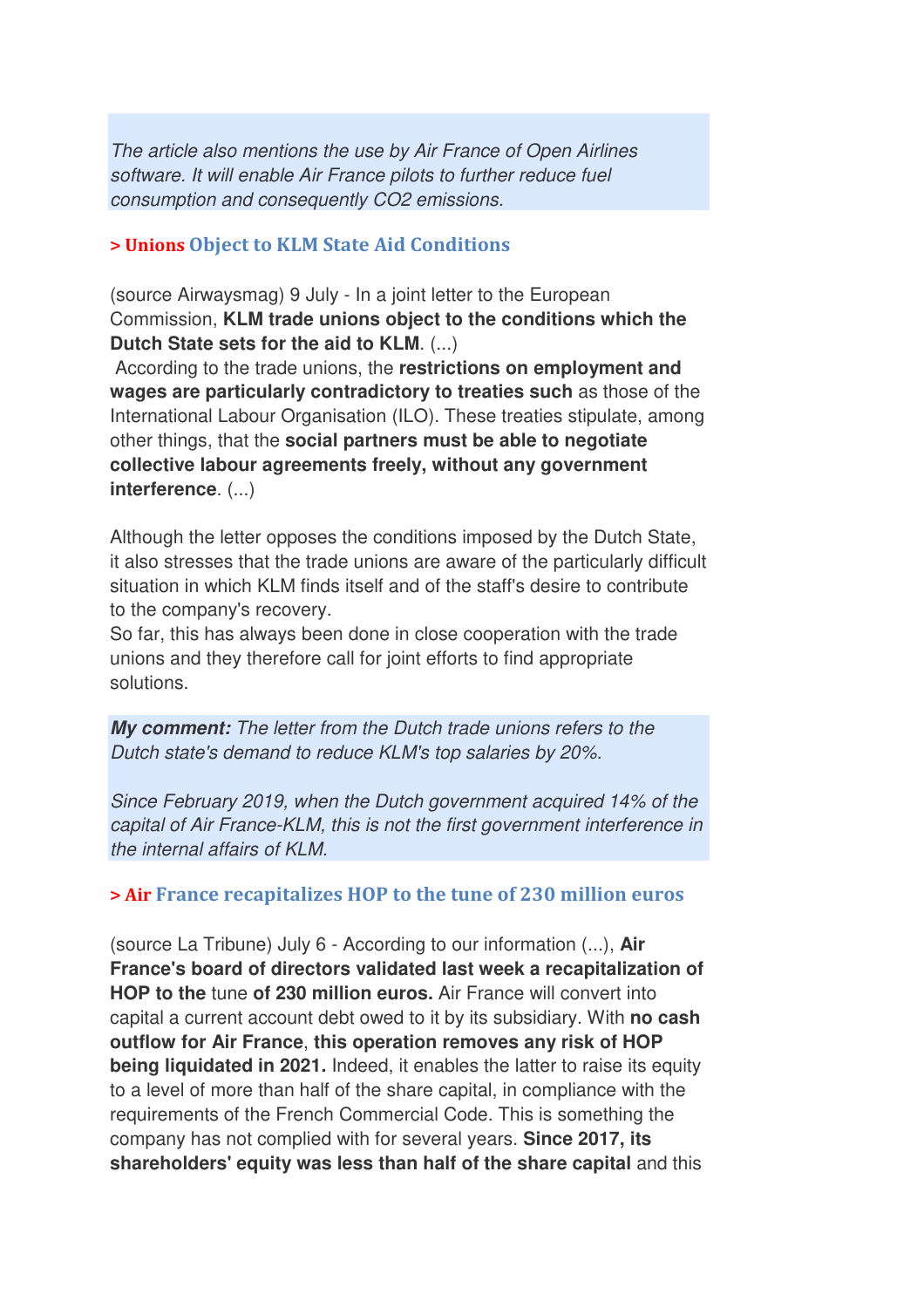*The article also mentions the use by Air France of Open Airlines software. It will enable Air France pilots to further reduce fuel consumption and consequently CO2 emissions.*

### > Unions Object to KLM State Aid Conditions

(source Airwaysmag) 9 July - In a joint letter to the European Commission, **KLM trade unions object to the conditions which the Dutch State sets for the aid to KLM**. (...)
According to the trade unions, the **restrictions on employment and wages are particularly contradictory to treaties such** as those of the International Labour Organisation (ILO). These treaties stipulate, among other things, that the **social partners must be able to negotiate collective labour agreements freely, without any government interference**. (...)

Although the letter opposes the conditions imposed by the Dutch State, it also stresses that the trade unions are aware of the particularly difficult situation in which KLM finds itself and of the staff's desire to contribute to the company's recovery.
So far, this has always been done in close cooperation with the trade unions and they therefore call for joint efforts to find appropriate solutions.

***My comment:*** *The letter from the Dutch trade unions refers to the Dutch state's demand to reduce KLM's top salaries by 20%.*

*Since February 2019, when the Dutch government acquired 14% of the capital of Air France-KLM, this is not the first government interference in the internal affairs of KLM.*

### > Air France recapitalizes HOP to the tune of 230 million euros

(source La Tribune) July 6 - According to our information (...), **Air France's board of directors validated last week a recapitalization of HOP to the** tune **of 230 million euros.** Air France will convert into capital a current account debt owed to it by its subsidiary. With **no cash outflow for Air France**, **this operation removes any risk of HOP being liquidated in 2021.** Indeed, it enables the latter to raise its equity to a level of more than half of the share capital, in compliance with the requirements of the French Commercial Code. This is something the company has not complied with for several years. **Since 2017, its shareholders' equity was less than half of the share capital** and this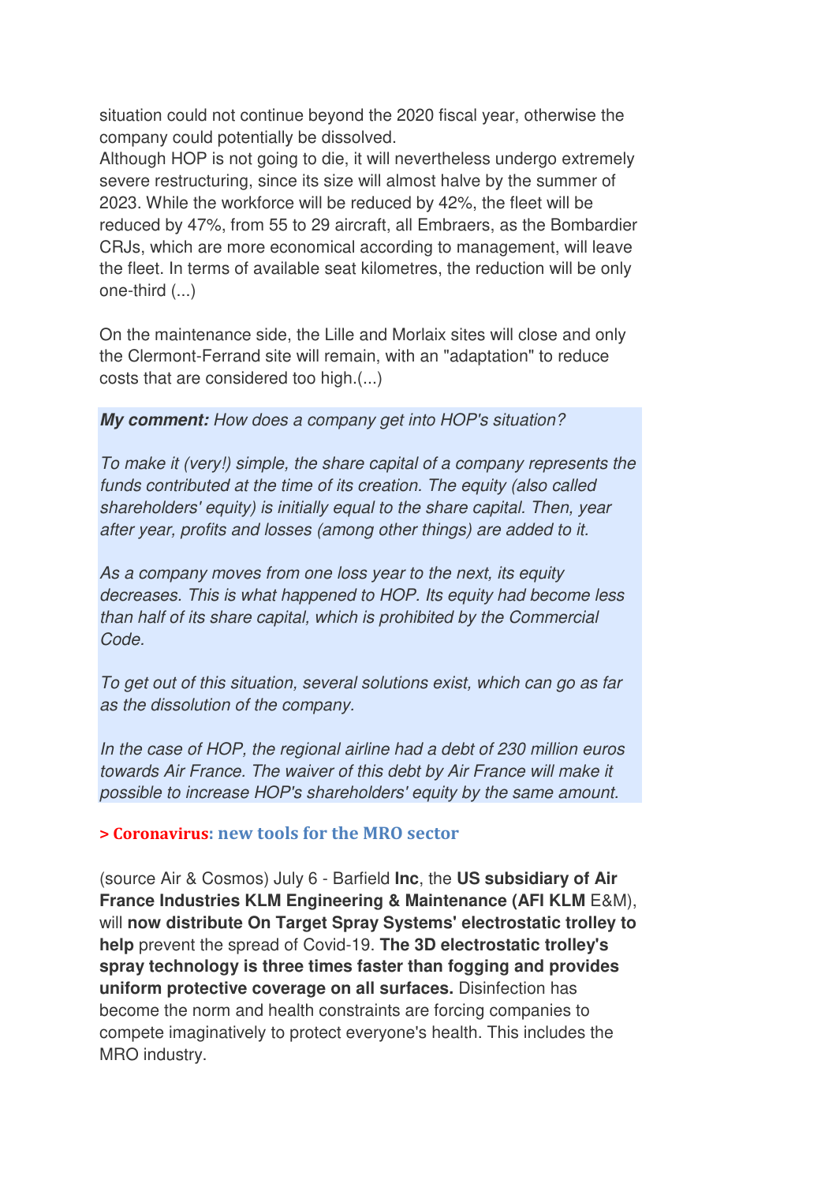situation could not continue beyond the 2020 fiscal year, otherwise the company could potentially be dissolved.
Although HOP is not going to die, it will nevertheless undergo extremely severe restructuring, since its size will almost halve by the summer of 2023. While the workforce will be reduced by 42%, the fleet will be reduced by 47%, from 55 to 29 aircraft, all Embraers, as the Bombardier CRJs, which are more economical according to management, will leave the fleet. In terms of available seat kilometres, the reduction will be only one-third (...)

On the maintenance side, the Lille and Morlaix sites will close and only the Clermont-Ferrand site will remain, with an "adaptation" to reduce costs that are considered too high.(...)

***My comment:*** *How does a company get into HOP's situation?*

*To make it (very!) simple, the share capital of a company represents the funds contributed at the time of its creation. The equity (also called shareholders' equity) is initially equal to the share capital. Then, year after year, profits and losses (among other things) are added to it.*

*As a company moves from one loss year to the next, its equity decreases. This is what happened to HOP. Its equity had become less than half of its share capital, which is prohibited by the Commercial Code.*

*To get out of this situation, several solutions exist, which can go as far as the dissolution of the company.*

*In the case of HOP, the regional airline had a debt of 230 million euros towards Air France. The waiver of this debt by Air France will make it possible to increase HOP's shareholders' equity by the same amount.*

### > Coronavirus: new tools for the MRO sector

(source Air & Cosmos) July 6 - Barfield **Inc**, the **US subsidiary of Air France Industries KLM Engineering & Maintenance (AFI KLM** E&M), will **now distribute On Target Spray Systems' electrostatic trolley to help** prevent the spread of Covid-19. **The 3D electrostatic trolley's spray technology is three times faster than fogging and provides uniform protective coverage on all surfaces.** Disinfection has become the norm and health constraints are forcing companies to compete imaginatively to protect everyone's health. This includes the MRO industry.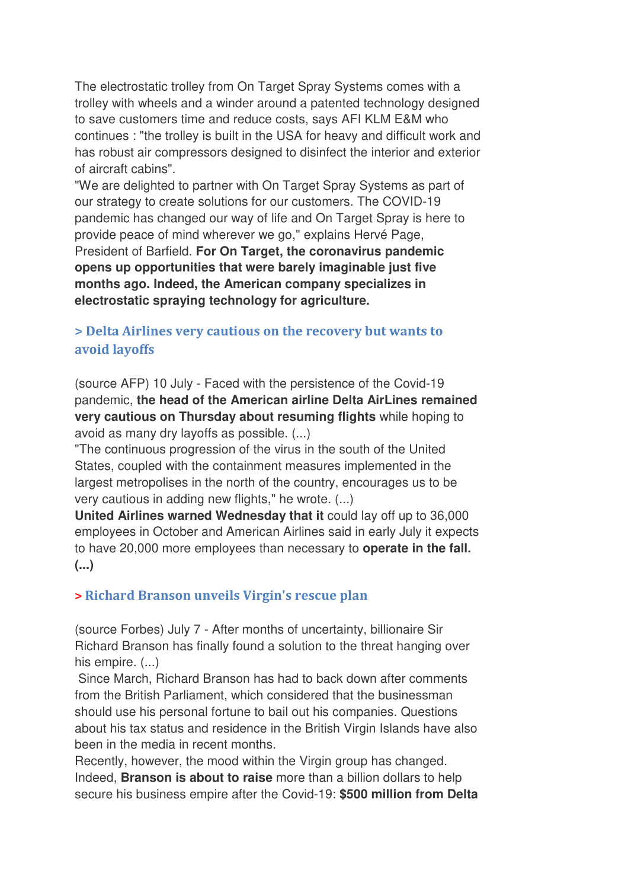The electrostatic trolley from On Target Spray Systems comes with a trolley with wheels and a winder around a patented technology designed to save customers time and reduce costs, says AFI KLM E&M who continues : "the trolley is built in the USA for heavy and difficult work and has robust air compressors designed to disinfect the interior and exterior of aircraft cabins".

"We are delighted to partner with On Target Spray Systems as part of our strategy to create solutions for our customers. The COVID-19 pandemic has changed our way of life and On Target Spray is here to provide peace of mind wherever we go," explains Hervé Page, President of Barfield. **For On Target, the coronavirus pandemic opens up opportunities that were barely imaginable just five months ago. Indeed, the American company specializes in electrostatic spraying technology for agriculture.**

### > Delta Airlines very cautious on the recovery but wants to avoid layoffs

(source AFP) 10 July - Faced with the persistence of the Covid-19 pandemic, **the head of the American airline Delta AirLines remained very cautious on Thursday about resuming flights** while hoping to avoid as many dry layoffs as possible. (...)

"The continuous progression of the virus in the south of the United States, coupled with the containment measures implemented in the largest metropolises in the north of the country, encourages us to be very cautious in adding new flights," he wrote. (...)

**United Airlines warned Wednesday that it** could lay off up to 36,000 employees in October and American Airlines said in early July it expects to have 20,000 more employees than necessary to **operate in the fall. (...)**

### > Richard Branson unveils Virgin's rescue plan

(source Forbes) July 7 - After months of uncertainty, billionaire Sir Richard Branson has finally found a solution to the threat hanging over his empire. (...)

Since March, Richard Branson has had to back down after comments from the British Parliament, which considered that the businessman should use his personal fortune to bail out his companies. Questions about his tax status and residence in the British Virgin Islands have also been in the media in recent months.

Recently, however, the mood within the Virgin group has changed. Indeed, **Branson is about to raise** more than a billion dollars to help secure his business empire after the Covid-19: **$500 million from Delta**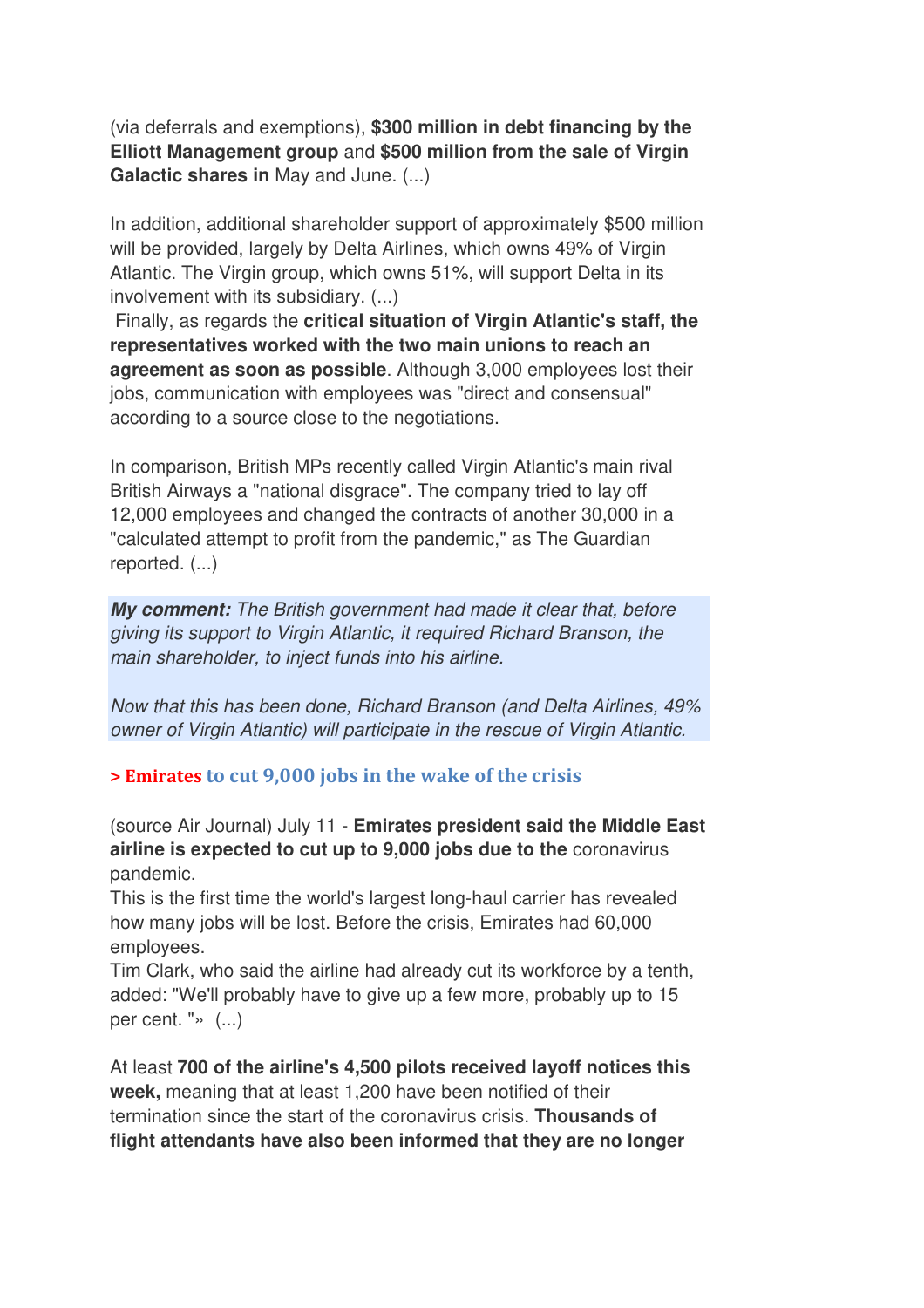(via deferrals and exemptions), **$300 million in debt financing by the Elliott Management group** and **$500 million from the sale of Virgin Galactic shares in** May and June. (...)

In addition, additional shareholder support of approximately $500 million will be provided, largely by Delta Airlines, which owns 49% of Virgin Atlantic. The Virgin group, which owns 51%, will support Delta in its involvement with its subsidiary. (...)

Finally, as regards the **critical situation of Virgin Atlantic's staff, the representatives worked with the two main unions to reach an agreement as soon as possible**. Although 3,000 employees lost their jobs, communication with employees was "direct and consensual" according to a source close to the negotiations.

In comparison, British MPs recently called Virgin Atlantic's main rival British Airways a "national disgrace". The company tried to lay off 12,000 employees and changed the contracts of another 30,000 in a "calculated attempt to profit from the pandemic," as The Guardian reported. (...)

***My comment:*** *The British government had made it clear that, before giving its support to Virgin Atlantic, it required Richard Branson, the main shareholder, to inject funds into his airline.*

*Now that this has been done, Richard Branson (and Delta Airlines, 49% owner of Virgin Atlantic) will participate in the rescue of Virgin Atlantic.*

### > Emirates to cut 9,000 jobs in the wake of the crisis

(source Air Journal) July 11 - **Emirates president said the Middle East airline is expected to cut up to 9,000 jobs due to the** coronavirus pandemic.
This is the first time the world's largest long-haul carrier has revealed how many jobs will be lost. Before the crisis, Emirates had 60,000 employees.
Tim Clark, who said the airline had already cut its workforce by a tenth, added: "We'll probably have to give up a few more, probably up to 15 per cent. "» (...)

At least **700 of the airline's 4,500 pilots received layoff notices this week,** meaning that at least 1,200 have been notified of their termination since the start of the coronavirus crisis. **Thousands of flight attendants have also been informed that they are no longer**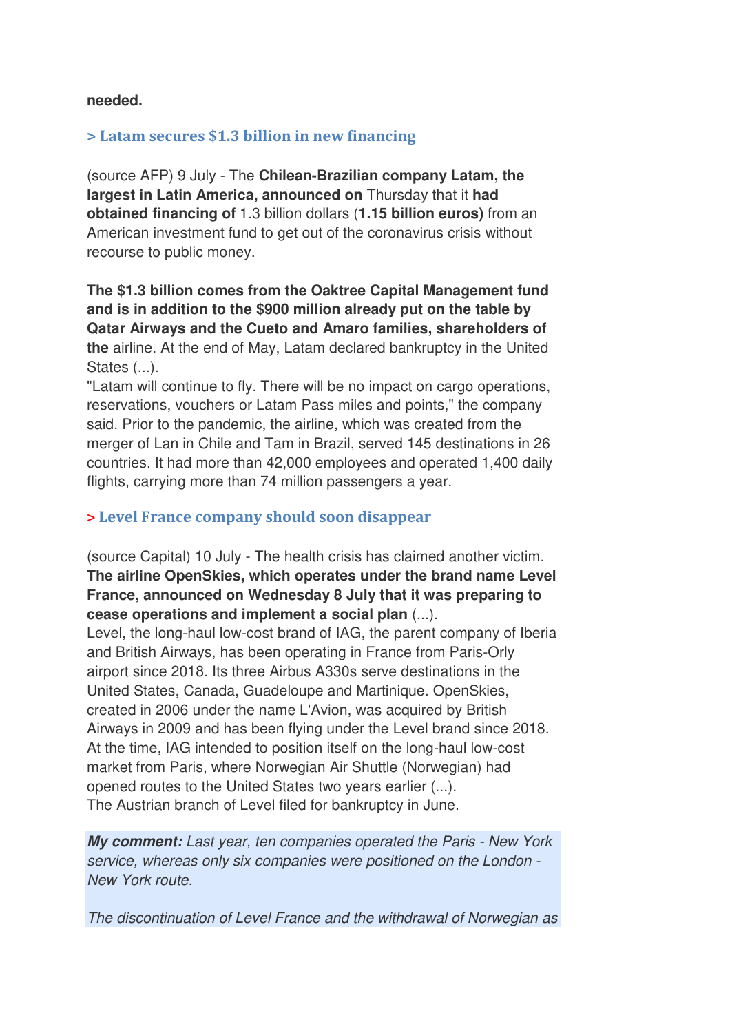**needed.**

## > Latam secures $1.3 billion in new financing

(source AFP) 9 July - The **Chilean-Brazilian company Latam, the largest in Latin America, announced on** Thursday that it **had obtained financing of** 1.3 billion dollars (**1.15 billion euros)** from an American investment fund to get out of the coronavirus crisis without recourse to public money.

**The $1.3 billion comes from the Oaktree Capital Management fund and is in addition to the $900 million already put on the table by Qatar Airways and the Cueto and Amaro families, shareholders of the** airline. At the end of May, Latam declared bankruptcy in the United States (...).
"Latam will continue to fly. There will be no impact on cargo operations, reservations, vouchers or Latam Pass miles and points," the company said. Prior to the pandemic, the airline, which was created from the merger of Lan in Chile and Tam in Brazil, served 145 destinations in 26 countries. It had more than 42,000 employees and operated 1,400 daily flights, carrying more than 74 million passengers a year.

## > Level France company should soon disappear

(source Capital) 10 July - The health crisis has claimed another victim. **The airline OpenSkies, which operates under the brand name Level France, announced on Wednesday 8 July that it was preparing to cease operations and implement a social plan** (...).
Level, the long-haul low-cost brand of IAG, the parent company of Iberia and British Airways, has been operating in France from Paris-Orly airport since 2018. Its three Airbus A330s serve destinations in the United States, Canada, Guadeloupe and Martinique. OpenSkies, created in 2006 under the name L'Avion, was acquired by British Airways in 2009 and has been flying under the Level brand since 2018. At the time, IAG intended to position itself on the long-haul low-cost market from Paris, where Norwegian Air Shuttle (Norwegian) had opened routes to the United States two years earlier (...).
The Austrian branch of Level filed for bankruptcy in June.

***My comment:*** *Last year, ten companies operated the Paris - New York service, whereas only six companies were positioned on the London - New York route.*

*The discontinuation of Level France and the withdrawal of Norwegian as*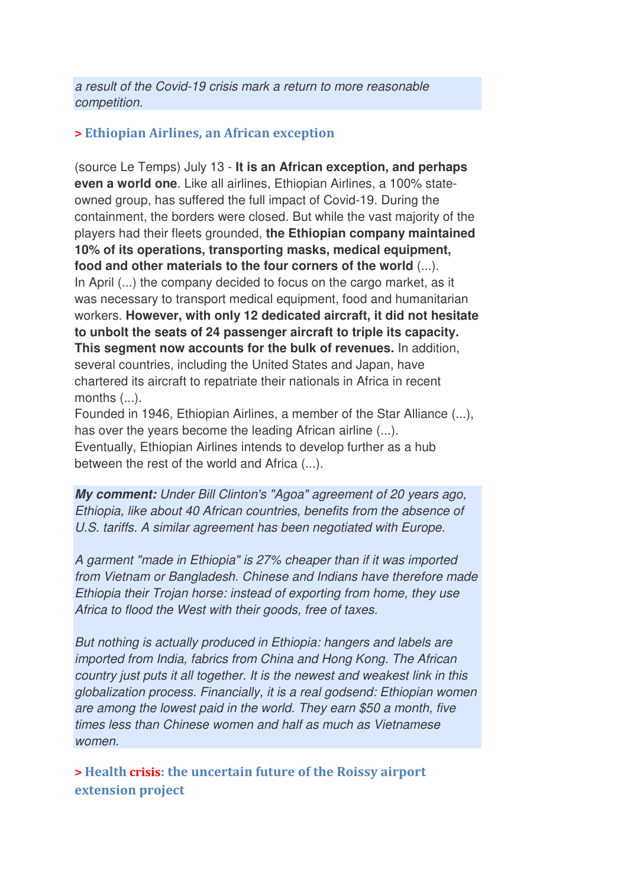*a result of the Covid-19 crisis mark a return to more reasonable competition.*

### > Ethiopian Airlines, an African exception

(source Le Temps) July 13 - **It is an African exception, and perhaps even a world one**. Like all airlines, Ethiopian Airlines, a 100% state-owned group, has suffered the full impact of Covid-19. During the containment, the borders were closed. But while the vast majority of the players had their fleets grounded, **the Ethiopian company maintained 10% of its operations, transporting masks, medical equipment, food and other materials to the four corners of the world** (...).
In April (...) the company decided to focus on the cargo market, as it was necessary to transport medical equipment, food and humanitarian workers. **However, with only 12 dedicated aircraft, it did not hesitate to unbolt the seats of 24 passenger aircraft to triple its capacity. This segment now accounts for the bulk of revenues.** In addition, several countries, including the United States and Japan, have chartered its aircraft to repatriate their nationals in Africa in recent months (...).
Founded in 1946, Ethiopian Airlines, a member of the Star Alliance (...), has over the years become the leading African airline (...).
Eventually, Ethiopian Airlines intends to develop further as a hub between the rest of the world and Africa (...).

***My comment:*** *Under Bill Clinton's "Agoa" agreement of 20 years ago, Ethiopia, like about 40 African countries, benefits from the absence of U.S. tariffs. A similar agreement has been negotiated with Europe.*

*A garment "made in Ethiopia" is 27% cheaper than if it was imported from Vietnam or Bangladesh. Chinese and Indians have therefore made Ethiopia their Trojan horse: instead of exporting from home, they use Africa to flood the West with their goods, free of taxes.*

*But nothing is actually produced in Ethiopia: hangers and labels are imported from India, fabrics from China and Hong Kong. The African country just puts it all together. It is the newest and weakest link in this globalization process. Financially, it is a real godsend: Ethiopian women are among the lowest paid in the world. They earn $50 a month, five times less than Chinese women and half as much as Vietnamese women.*

### > Health crisis: the uncertain future of the Roissy airport extension project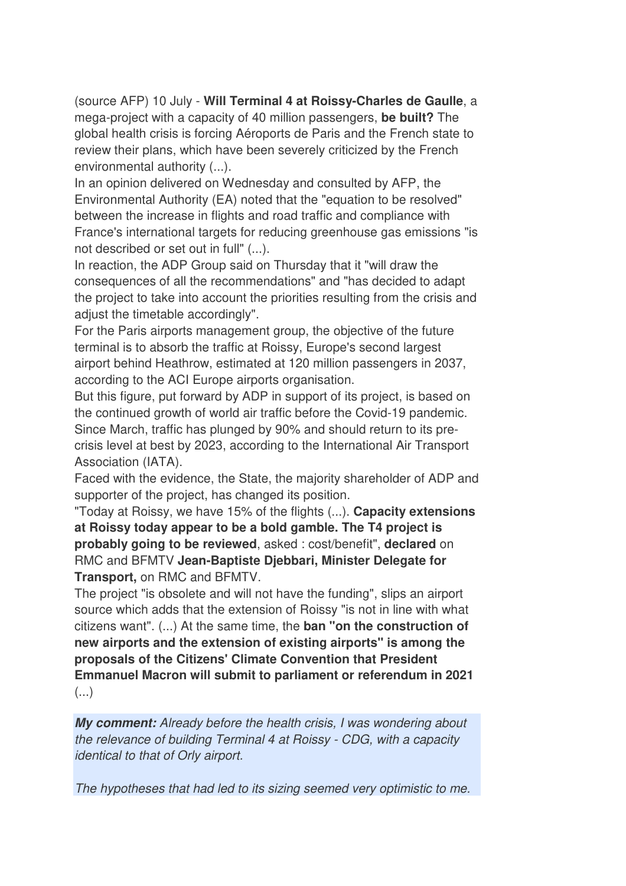(source AFP) 10 July - **Will Terminal 4 at Roissy-Charles de Gaulle**, a mega-project with a capacity of 40 million passengers, **be built?** The global health crisis is forcing Aéroports de Paris and the French state to review their plans, which have been severely criticized by the French environmental authority (...).

In an opinion delivered on Wednesday and consulted by AFP, the Environmental Authority (EA) noted that the "equation to be resolved" between the increase in flights and road traffic and compliance with France's international targets for reducing greenhouse gas emissions "is not described or set out in full" (...).

In reaction, the ADP Group said on Thursday that it "will draw the consequences of all the recommendations" and "has decided to adapt the project to take into account the priorities resulting from the crisis and adjust the timetable accordingly".

For the Paris airports management group, the objective of the future terminal is to absorb the traffic at Roissy, Europe's second largest airport behind Heathrow, estimated at 120 million passengers in 2037, according to the ACI Europe airports organisation.

But this figure, put forward by ADP in support of its project, is based on the continued growth of world air traffic before the Covid-19 pandemic. Since March, traffic has plunged by 90% and should return to its pre-crisis level at best by 2023, according to the International Air Transport Association (IATA).

Faced with the evidence, the State, the majority shareholder of ADP and supporter of the project, has changed its position.

"Today at Roissy, we have 15% of the flights (...). **Capacity extensions at Roissy today appear to be a bold gamble. The T4 project is probably going to be reviewed**, asked : cost/benefit", **declared** on RMC and BFMTV **Jean-Baptiste Djebbari, Minister Delegate for Transport,** on RMC and BFMTV.

The project "is obsolete and will not have the funding", slips an airport source which adds that the extension of Roissy "is not in line with what citizens want". (...) At the same time, the **ban "on the construction of new airports and the extension of existing airports" is among the proposals of the Citizens' Climate Convention that President Emmanuel Macron will submit to parliament or referendum in 2021** (...)

***My comment:*** *Already before the health crisis, I was wondering about the relevance of building Terminal 4 at Roissy - CDG, with a capacity identical to that of Orly airport.*

*The hypotheses that had led to its sizing seemed very optimistic to me.*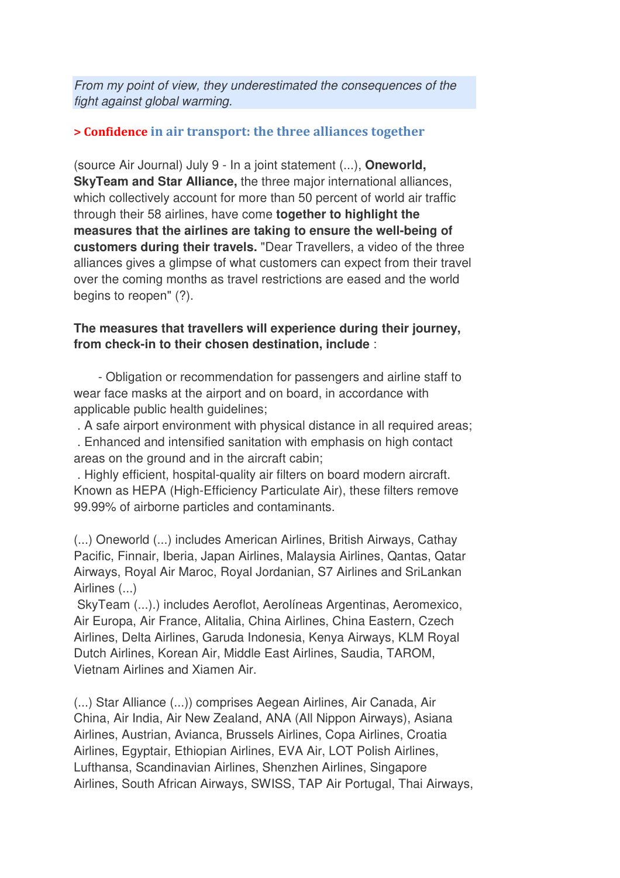*From my point of view, they underestimated the consequences of the fight against global warming.*

## > Confidence in air transport: the three alliances together

(source Air Journal) July 9 - In a joint statement (...), **Oneworld, SkyTeam and Star Alliance,** the three major international alliances, which collectively account for more than 50 percent of world air traffic through their 58 airlines, have come **together to highlight the measures that the airlines are taking to ensure the well-being of customers during their travels.** "Dear Travellers, a video of the three alliances gives a glimpse of what customers can expect from their travel over the coming months as travel restrictions are eased and the world begins to reopen" (?).

**The measures that travellers will experience during their journey, from check-in to their chosen destination, include** :

- Obligation or recommendation for passengers and airline staff to wear face masks at the airport and on board, in accordance with applicable public health guidelines;
. A safe airport environment with physical distance in all required areas;
. Enhanced and intensified sanitation with emphasis on high contact areas on the ground and in the aircraft cabin;
. Highly efficient, hospital-quality air filters on board modern aircraft. Known as HEPA (High-Efficiency Particulate Air), these filters remove 99.99% of airborne particles and contaminants.

(...) Oneworld (...) includes American Airlines, British Airways, Cathay Pacific, Finnair, Iberia, Japan Airlines, Malaysia Airlines, Qantas, Qatar Airways, Royal Air Maroc, Royal Jordanian, S7 Airlines and SriLankan Airlines (...)
SkyTeam (...).) includes Aeroflot, Aerolíneas Argentinas, Aeromexico, Air Europa, Air France, Alitalia, China Airlines, China Eastern, Czech Airlines, Delta Airlines, Garuda Indonesia, Kenya Airways, KLM Royal Dutch Airlines, Korean Air, Middle East Airlines, Saudia, TAROM, Vietnam Airlines and Xiamen Air.

(...) Star Alliance (...)) comprises Aegean Airlines, Air Canada, Air China, Air India, Air New Zealand, ANA (All Nippon Airways), Asiana Airlines, Austrian, Avianca, Brussels Airlines, Copa Airlines, Croatia Airlines, Egyptair, Ethiopian Airlines, EVA Air, LOT Polish Airlines, Lufthansa, Scandinavian Airlines, Shenzhen Airlines, Singapore Airlines, South African Airways, SWISS, TAP Air Portugal, Thai Airways,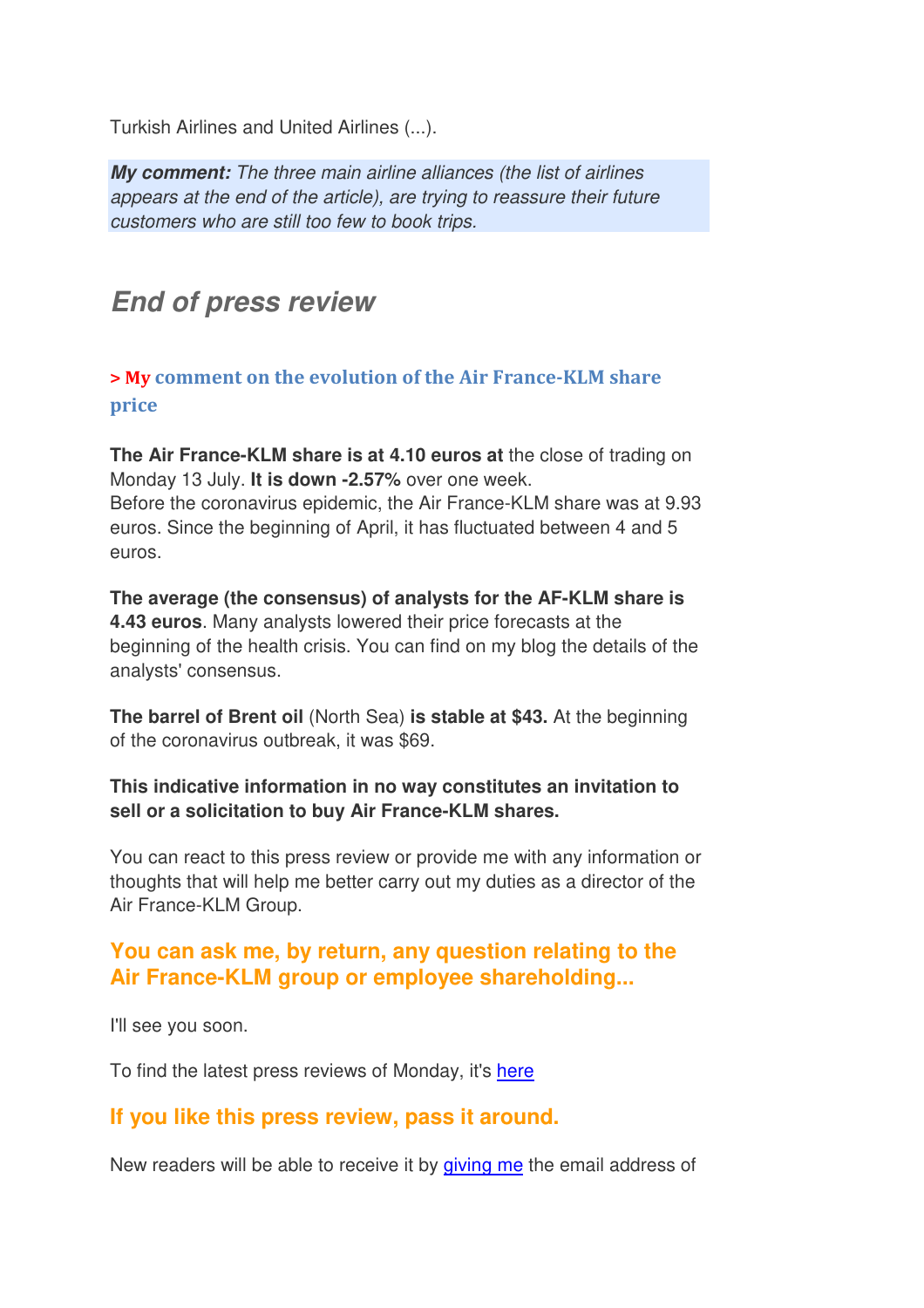Turkish Airlines and United Airlines (...).

***My comment:*** *The three main airline alliances (the list of airlines appears at the end of the article), are trying to reassure their future customers who are still too few to book trips.*

## *End of press review*

### > My comment on the evolution of the Air France-KLM share price

**The Air France-KLM share is at 4.10 euros at** the close of trading on Monday 13 July. **It is down -2.57%** over one week.
Before the coronavirus epidemic, the Air France-KLM share was at 9.93 euros. Since the beginning of April, it has fluctuated between 4 and 5 euros.

**The average (the consensus) of analysts for the AF-KLM share is 4.43 euros**. Many analysts lowered their price forecasts at the beginning of the health crisis. You can find on my blog the details of the analysts' consensus.

**The barrel of Brent oil** (North Sea) **is stable at $43.** At the beginning of the coronavirus outbreak, it was $69.

**This indicative information in no way constitutes an invitation to sell or a solicitation to buy Air France-KLM shares.**

You can react to this press review or provide me with any information or thoughts that will help me better carry out my duties as a director of the Air France-KLM Group.

### You can ask me, by return, any question relating to the Air France-KLM group or employee shareholding...

I'll see you soon.

To find the latest press reviews of Monday, it's here

### If you like this press review, pass it around.

New readers will be able to receive it by giving me the email address of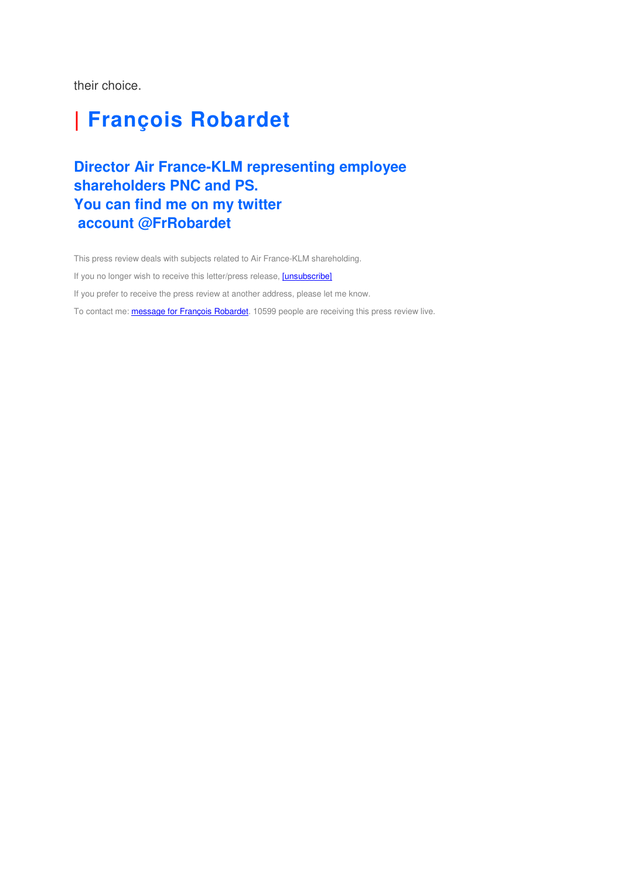their choice.

# | François Robardet

### Director Air France-KLM representing employee shareholders PNC and PS.
### You can find me on my twitter account @FrRobardet

This press review deals with subjects related to Air France-KLM shareholding.

If you no longer wish to receive this letter/press release, [unsubscribe]

If you prefer to receive the press review at another address, please let me know.

To contact me: message for François Robardet. 10599 people are receiving this press review live.